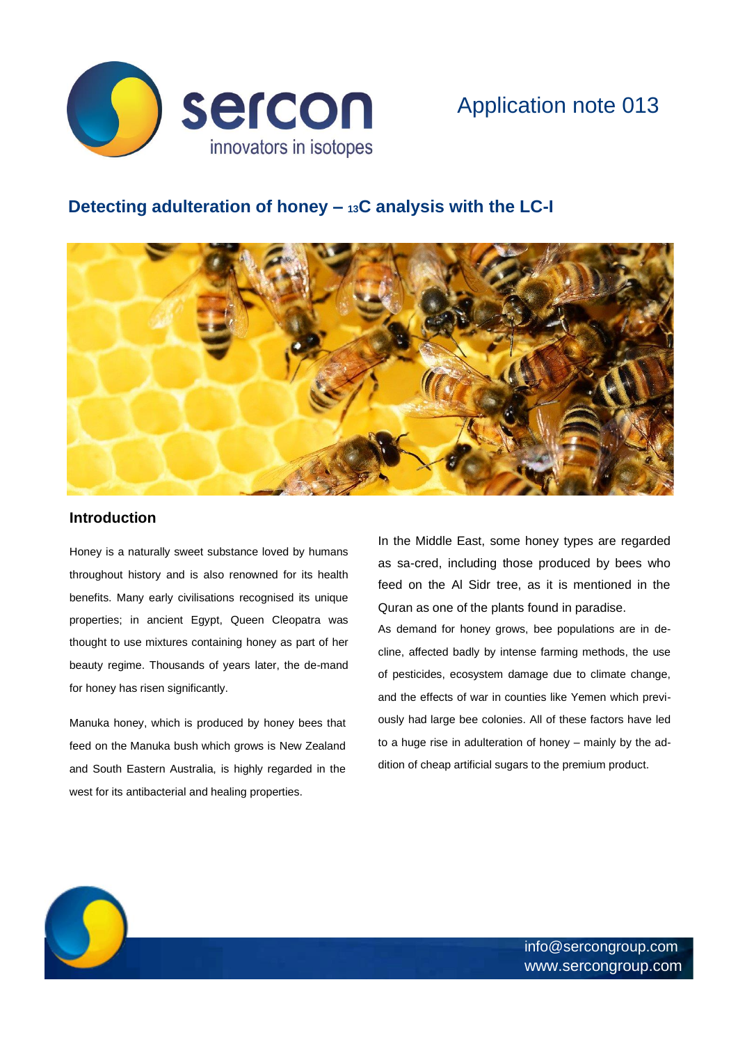Application note 013

# Detecting adulteration of honey – $^{13}C$ analysis with the LC-I

## Introduction

Honey is a naturally sweet substance loved by humans throughout history and is also renowned for its health benefits. Many early civilisations recognised its unique properties; in ancient Egypt, Queen Cleopatra was thought to use mixtures containing honey as part of her beauty regime. Thousands of years later, the de-mand for honey has risen significantly.

Manuka honey, which is produced by honey bees that feed on the Manuka bush which grows is New Zealand and South Eastern Australia, is highly regarded in the west for its antibacterial and healing properties.

In the Middle East, some honey types are regarded as sa-cred, including those produced by bees who feed on the Al Sidr tree, as it is mentioned in the Quran as one of the plants found in paradise.

As demand for honey grows, bee populations are in de-cline, affected badly by intense farming methods, the use of pesticides, ecosystem damage due to climate change, and the effects of war in counties like Yemen which previ-ously had large bee colonies. All of these factors have led to a huge rise in adulteration of honey – mainly by the ad-dition of cheap artificial sugars to the premium product.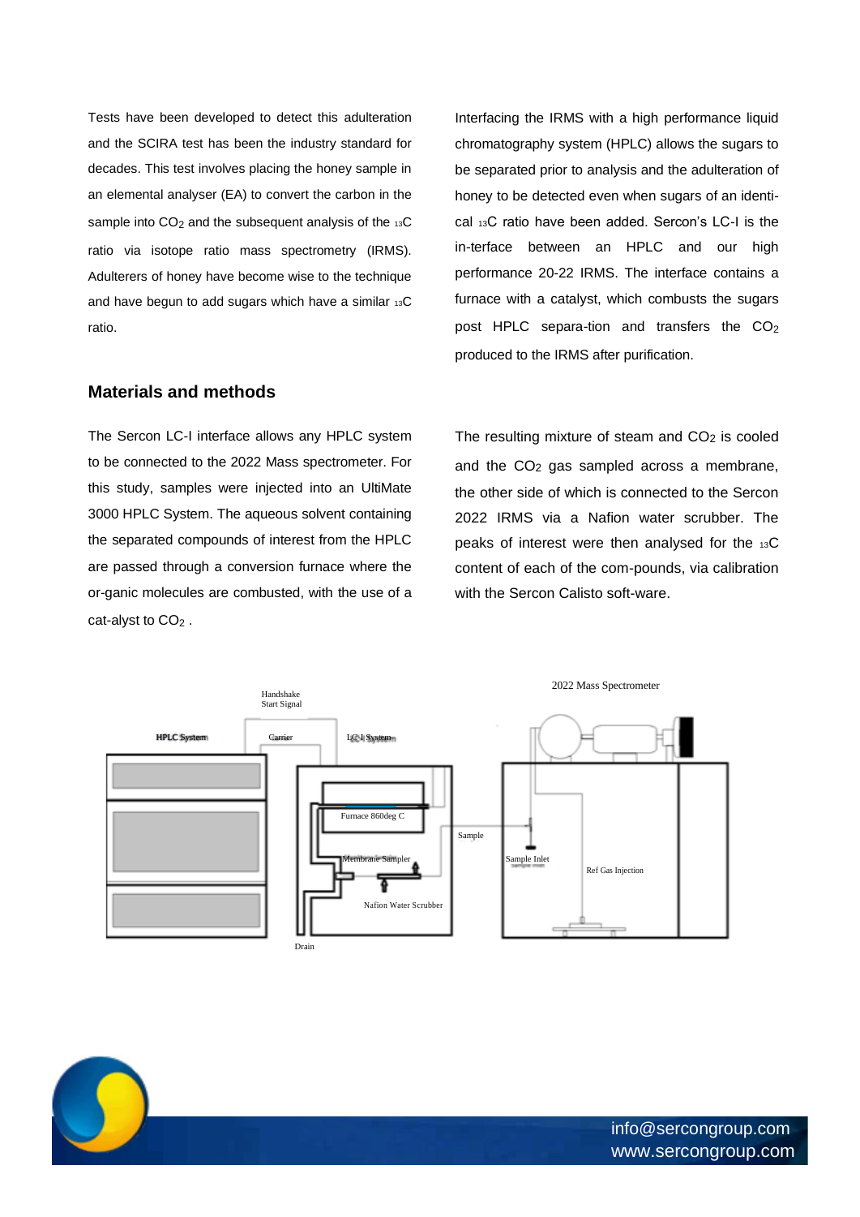Tests have been developed to detect this adulteration and the SCIRA test has been the industry standard for decades. This test involves placing the honey sample in an elemental analyser (EA) to convert the carbon in the sample into $CO_2$ and the subsequent analysis of the $_{13}C$ ratio via isotope ratio mass spectrometry (IRMS). Adulterers of honey have become wise to the technique and have begun to add sugars which have a similar $_{13}C$ ratio.

## Materials and methods

The Sercon LC-I interface allows any HPLC system to be connected to the 2022 Mass spectrometer. For this study, samples were injected into an UltiMate 3000 HPLC System. The aqueous solvent containing the separated compounds of interest from the HPLC are passed through a conversion furnace where the or-ganic molecules are combusted, with the use of a cat-alyst to $CO_2$ .

Interfacing the IRMS with a high performance liquid chromatography system (HPLC) allows the sugars to be separated prior to analysis and the adulteration of honey to be detected even when sugars of an identi-cal $_{13}C$ ratio have been added. Sercon's LC-I is the in-terface between an HPLC and our high performance 20-22 IRMS. The interface contains a furnace with a catalyst, which combusts the sugars post HPLC separa-tion and transfers the $CO_2$ produced to the IRMS after purification.

The resulting mixture of steam and $CO_2$ is cooled and the $CO_2$ gas sampled across a membrane, the other side of which is connected to the Sercon 2022 IRMS via a Nafion water scrubber. The peaks of interest were then analysed for the $_{13}C$ content of each of the com-pounds, via calibration with the Sercon Calisto soft-ware.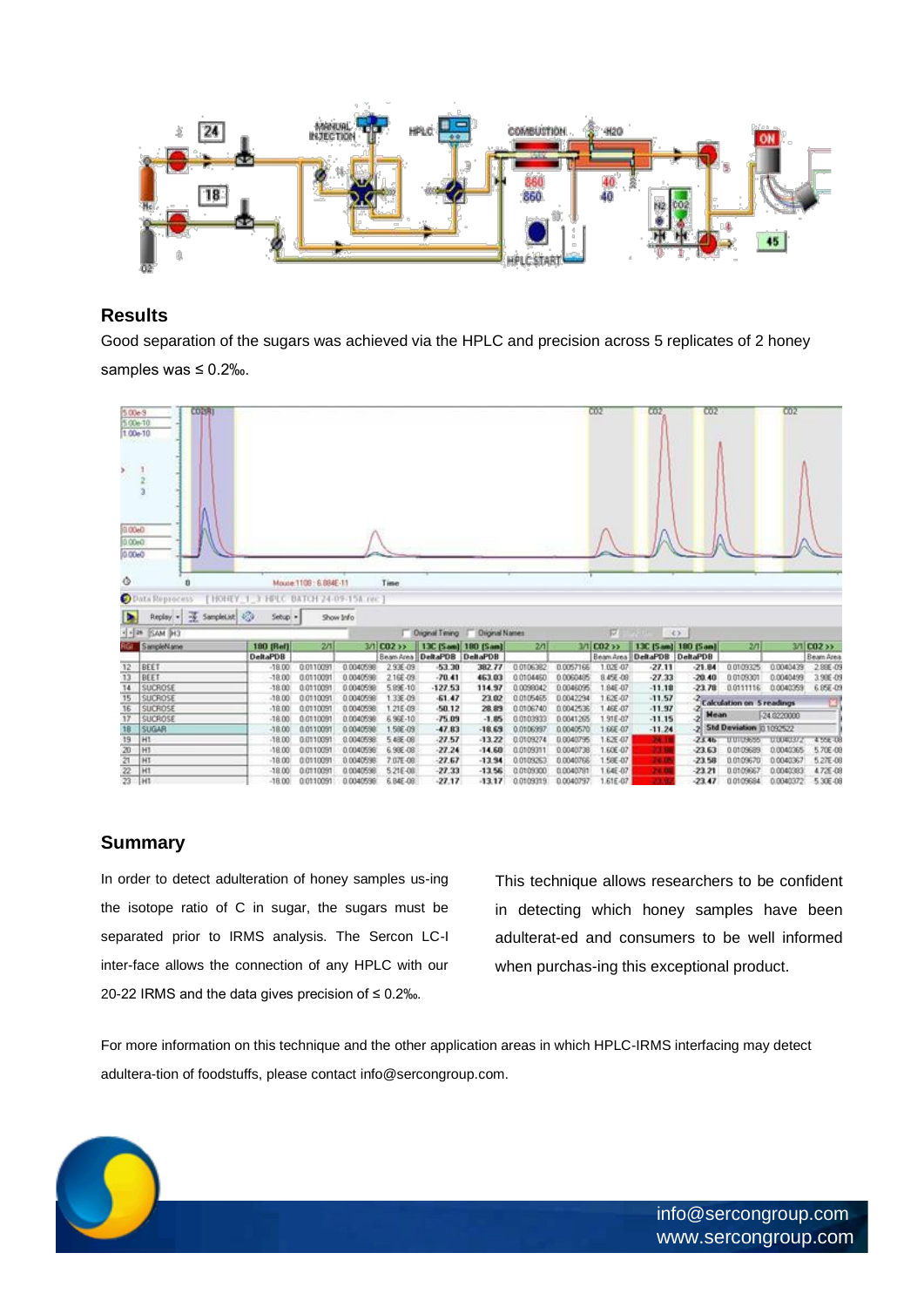## Results

Good separation of the sugars was achieved via the HPLC and precision across 5 replicates of 2 honey samples was ≤ 0.2‰.

## Summary

In order to detect adulteration of honey samples us-ing the isotope ratio of C in sugar, the sugars must be separated prior to IRMS analysis. The Sercon LC-I inter-face allows the connection of any HPLC with our 20-22 IRMS and the data gives precision of ≤ 0.2‰.

This technique allows researchers to be confident in detecting which honey samples have been adulterat-ed and consumers to be well informed when purchas-ing this exceptional product.

For more information on this technique and the other application areas in which HPLC-IRMS interfacing may detect adultera-tion of foodstuffs, please contact info@sercongroup.com.

info@sercongroup.com
www.sercongroup.com